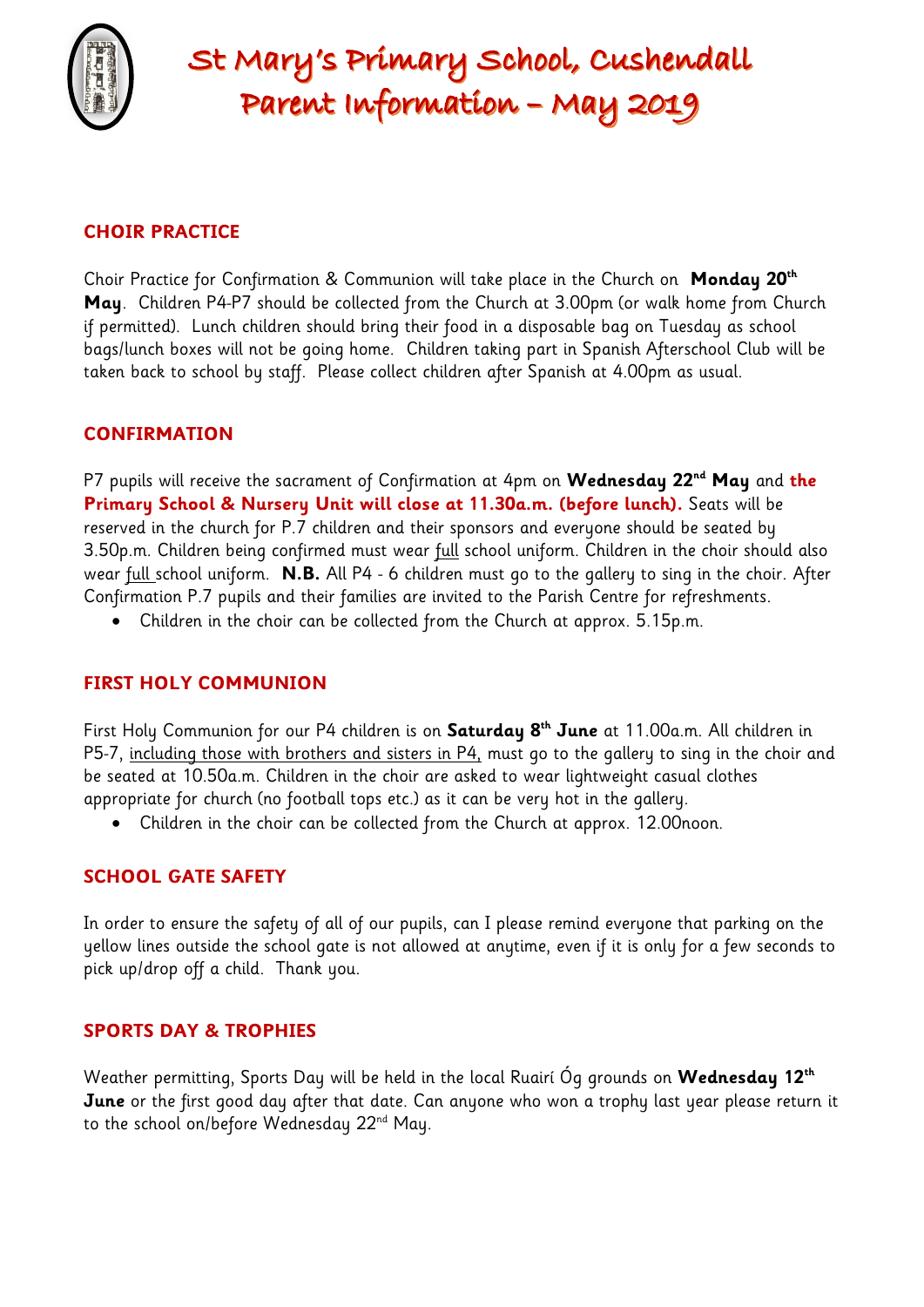# St Mary's Primary School, Cushendall
# Parent Information – May 2019

## CHOIR PRACTICE

Choir Practice for Confirmation & Communion will take place in the Church on **Monday 20th May**. Children P4-P7 should be collected from the Church at 3.00pm (or walk home from Church if permitted). Lunch children should bring their food in a disposable bag on Tuesday as school bags/lunch boxes will not be going home. Children taking part in Spanish Afterschool Club will be taken back to school by staff. Please collect children after Spanish at 4.00pm as usual.

## CONFIRMATION

P7 pupils will receive the sacrament of Confirmation at 4pm on **Wednesday 22nd May** and **the Primary School & Nursery Unit will close at 11.30a.m. (before lunch).** Seats will be reserved in the church for P.7 children and their sponsors and everyone should be seated by 3.50p.m. Children being confirmed must wear full school uniform. Children in the choir should also wear full school uniform. **N.B.** All P4 - 6 children must go to the gallery to sing in the choir. After Confirmation P.7 pupils and their families are invited to the Parish Centre for refreshments.

- Children in the choir can be collected from the Church at approx. 5.15p.m.

## FIRST HOLY COMMUNION

First Holy Communion for our P4 children is on **Saturday 8th June** at 11.00a.m. All children in P5-7, including those with brothers and sisters in P4, must go to the gallery to sing in the choir and be seated at 10.50a.m. Children in the choir are asked to wear lightweight casual clothes appropriate for church (no football tops etc.) as it can be very hot in the gallery.

- Children in the choir can be collected from the Church at approx. 12.00noon.

## SCHOOL GATE SAFETY

In order to ensure the safety of all of our pupils, can I please remind everyone that parking on the yellow lines outside the school gate is not allowed at anytime, even if it is only for a few seconds to pick up/drop off a child. Thank you.

## SPORTS DAY & TROPHIES

Weather permitting, Sports Day will be held in the local Ruairí Óg grounds on **Wednesday 12th June** or the first good day after that date. Can anyone who won a trophy last year please return it to the school on/before Wednesday 22nd May.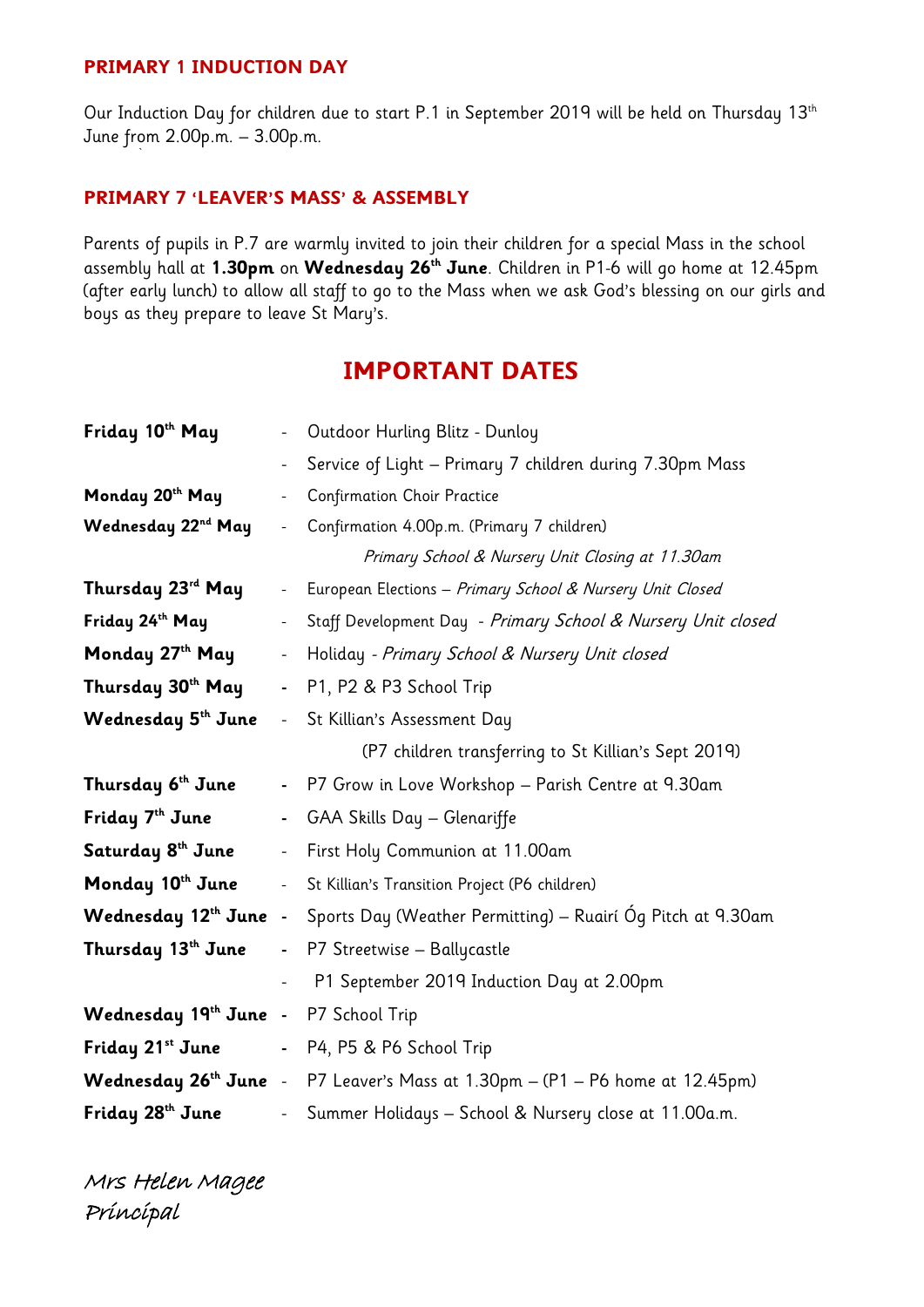### PRIMARY 1 INDUCTION DAY

Our Induction Day for children due to start P.1 in September 2019 will be held on Thursday 13th June from 2.00p.m. – 3.00p.m.

### PRIMARY 7 'LEAVER'S MASS' & ASSEMBLY

Parents of pupils in P.7 are warmly invited to join their children for a special Mass in the school assembly hall at **1.30pm** on **Wednesday 26th June**. Children in P1-6 will go home at 12.45pm (after early lunch) to allow all staff to go to the Mass when we ask God's blessing on our girls and boys as they prepare to leave St Mary's.

## IMPORTANT DATES

| | | |
|---|---|---|
| **Friday 10th May** | - | Outdoor Hurling Blitz - Dunloy |
| | - | Service of Light – Primary 7 children during 7.30pm Mass |
| **Monday 20th May** | - | Confirmation Choir Practice |
| **Wednesday 22nd May** | - | Confirmation 4.00p.m. (Primary 7 children) *Primary School & Nursery Unit Closing at 11.30am* |
| **Thursday 23rd May** | - | European Elections – *Primary School & Nursery Unit Closed* |
| **Friday 24th May** | - | Staff Development Day - *Primary School & Nursery Unit closed* |
| **Monday 27th May** | - | Holiday - *Primary School & Nursery Unit closed* |
| **Thursday 30th May** | - | P1, P2 & P3 School Trip |
| **Wednesday 5th June** | - | St Killian's Assessment Day (P7 children transferring to St Killian's Sept 2019) |
| **Thursday 6th June** | - | P7 Grow in Love Workshop – Parish Centre at 9.30am |
| **Friday 7th June** | - | GAA Skills Day – Glenariffe |
| **Saturday 8th June** | - | First Holy Communion at 11.00am |
| **Monday 10th June** | - | St Killian's Transition Project (P6 children) |
| **Wednesday 12th June** | - | Sports Day (Weather Permitting) – Ruairí Óg Pitch at 9.30am |
| **Thursday 13th June** | - | P7 Streetwise – Ballycastle |
| | - | P1 September 2019 Induction Day at 2.00pm |
| **Wednesday 19th June** | - | P7 School Trip |
| **Friday 21st June** | - | P4, P5 & P6 School Trip |
| **Wednesday 26th June** | - | P7 Leaver's Mass at 1.30pm – (P1 – P6 home at 12.45pm) |
| **Friday 28th June** | - | Summer Holidays – School & Nursery close at 11.00a.m. |

*Mrs Helen Magee*
*Principal*